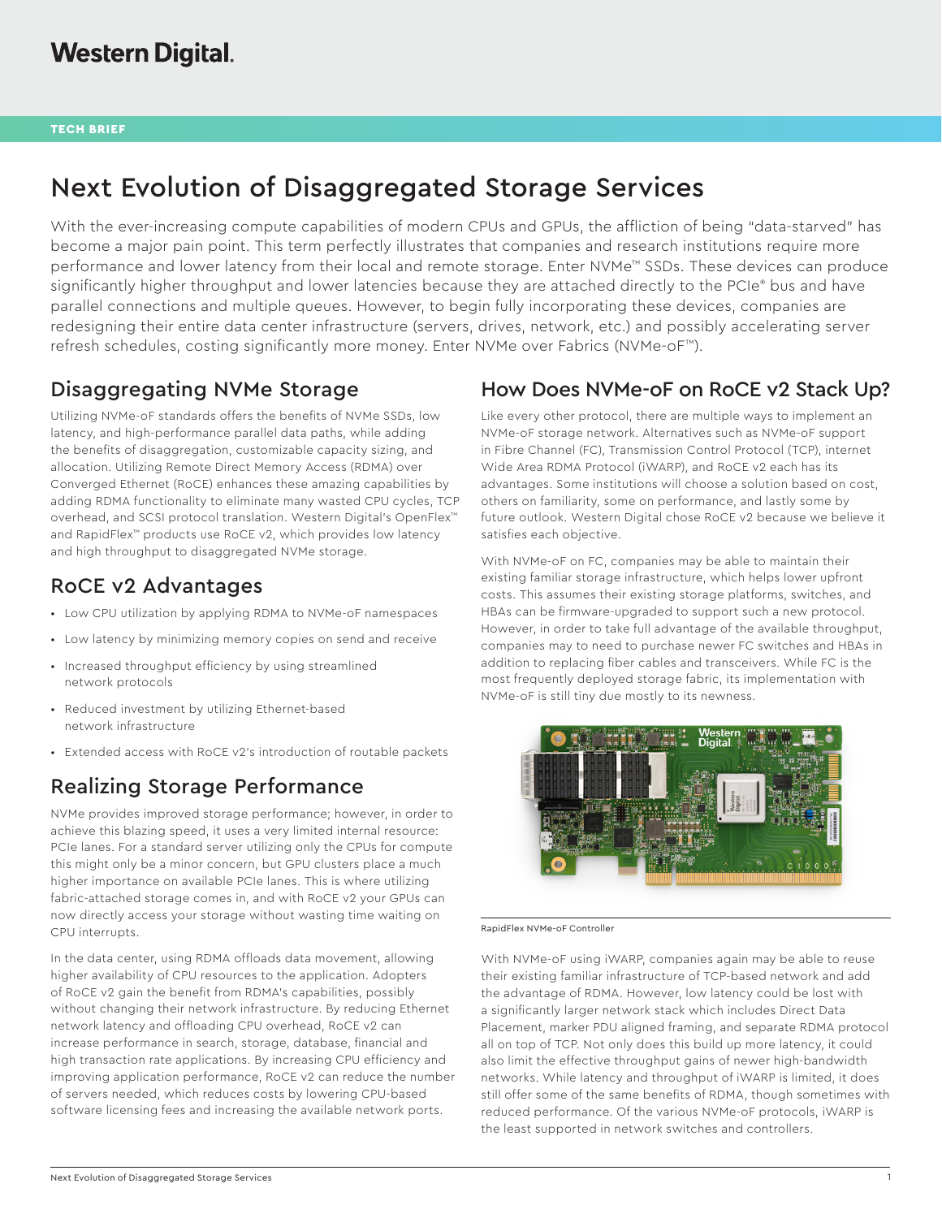Western Digital.

TECH BRIEF

# Next Evolution of Disaggregated Storage Services

With the ever-increasing compute capabilities of modern CPUs and GPUs, the affliction of being "data-starved" has become a major pain point. This term perfectly illustrates that companies and research institutions require more performance and lower latency from their local and remote storage. Enter NVMe™ SSDs. These devices can produce significantly higher throughput and lower latencies because they are attached directly to the PCIe® bus and have parallel connections and multiple queues. However, to begin fully incorporating these devices, companies are redesigning their entire data center infrastructure (servers, drives, network, etc.) and possibly accelerating server refresh schedules, costing significantly more money. Enter NVMe over Fabrics (NVMe-oF™).

## Disaggregating NVMe Storage

Utilizing NVMe-oF standards offers the benefits of NVMe SSDs, low latency, and high-performance parallel data paths, while adding the benefits of disaggregation, customizable capacity sizing, and allocation. Utilizing Remote Direct Memory Access (RDMA) over Converged Ethernet (RoCE) enhances these amazing capabilities by adding RDMA functionality to eliminate many wasted CPU cycles, TCP overhead, and SCSI protocol translation. Western Digital's OpenFlex™ and RapidFlex™ products use RoCE v2, which provides low latency and high throughput to disaggregated NVMe storage.

## RoCE v2 Advantages

- Low CPU utilization by applying RDMA to NVMe-oF namespaces
- Low latency by minimizing memory copies on send and receive
- Increased throughput efficiency by using streamlined network protocols
- Reduced investment by utilizing Ethernet-based network infrastructure
- Extended access with RoCE v2's introduction of routable packets

## Realizing Storage Performance

NVMe provides improved storage performance; however, in order to achieve this blazing speed, it uses a very limited internal resource: PCIe lanes. For a standard server utilizing only the CPUs for compute this might only be a minor concern, but GPU clusters place a much higher importance on available PCIe lanes. This is where utilizing fabric-attached storage comes in, and with RoCE v2 your GPUs can now directly access your storage without wasting time waiting on CPU interrupts.

In the data center, using RDMA offloads data movement, allowing higher availability of CPU resources to the application. Adopters of RoCE v2 gain the benefit from RDMA's capabilities, possibly without changing their network infrastructure. By reducing Ethernet network latency and offloading CPU overhead, RoCE v2 can increase performance in search, storage, database, financial and high transaction rate applications. By increasing CPU efficiency and improving application performance, RoCE v2 can reduce the number of servers needed, which reduces costs by lowering CPU-based software licensing fees and increasing the available network ports.

## How Does NVMe-oF on RoCE v2 Stack Up?

Like every other protocol, there are multiple ways to implement an NVMe-oF storage network. Alternatives such as NVMe-oF support in Fibre Channel (FC), Transmission Control Protocol (TCP), internet Wide Area RDMA Protocol (iWARP), and RoCE v2 each has its advantages. Some institutions will choose a solution based on cost, others on familiarity, some on performance, and lastly some by future outlook. Western Digital chose RoCE v2 because we believe it satisfies each objective.

With NVMe-oF on FC, companies may be able to maintain their existing familiar storage infrastructure, which helps lower upfront costs. This assumes their existing storage platforms, switches, and HBAs can be firmware-upgraded to support such a new protocol. However, in order to take full advantage of the available throughput, companies may to need to purchase newer FC switches and HBAs in addition to replacing fiber cables and transceivers. While FC is the most frequently deployed storage fabric, its implementation with NVMe-oF is still tiny due mostly to its newness.

RapidFlex NVMe-oF Controller

With NVMe-oF using iWARP, companies again may be able to reuse their existing familiar infrastructure of TCP-based network and add the advantage of RDMA. However, low latency could be lost with a significantly larger network stack which includes Direct Data Placement, marker PDU aligned framing, and separate RDMA protocol all on top of TCP. Not only does this build up more latency, it could also limit the effective throughput gains of newer high-bandwidth networks. While latency and throughput of iWARP is limited, it does still offer some of the same benefits of RDMA, though sometimes with reduced performance. Of the various NVMe-oF protocols, iWARP is the least supported in network switches and controllers.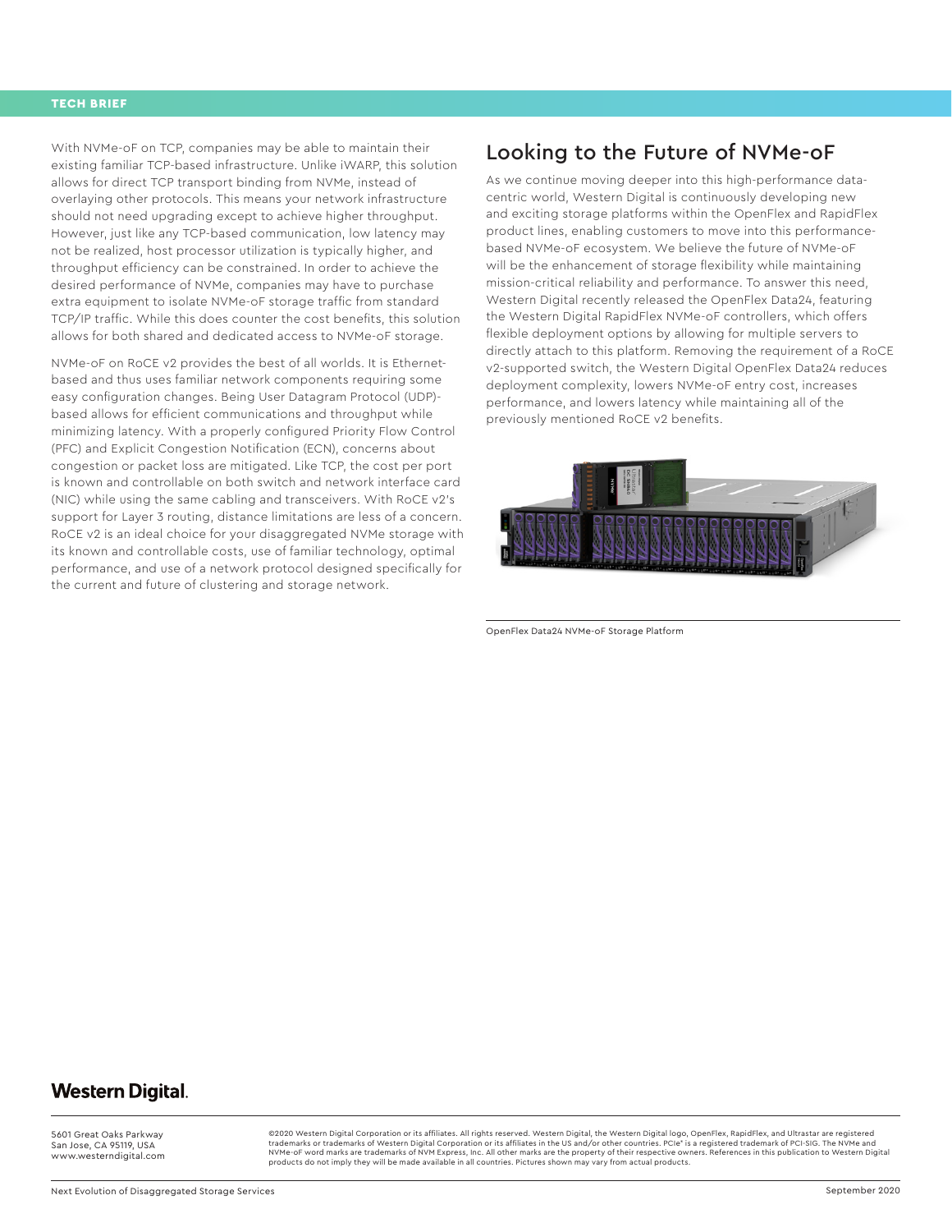With NVMe-oF on TCP, companies may be able to maintain their existing familiar TCP-based infrastructure. Unlike iWARP, this solution allows for direct TCP transport binding from NVMe, instead of overlaying other protocols. This means your network infrastructure should not need upgrading except to achieve higher throughput. However, just like any TCP-based communication, low latency may not be realized, host processor utilization is typically higher, and throughput efficiency can be constrained. In order to achieve the desired performance of NVMe, companies may have to purchase extra equipment to isolate NVMe-oF storage traffic from standard TCP/IP traffic. While this does counter the cost benefits, this solution allows for both shared and dedicated access to NVMe-oF storage.

NVMe-oF on RoCE v2 provides the best of all worlds. It is Ethernet-based and thus uses familiar network components requiring some easy configuration changes. Being User Datagram Protocol (UDP)-based allows for efficient communications and throughput while minimizing latency. With a properly configured Priority Flow Control (PFC) and Explicit Congestion Notification (ECN), concerns about congestion or packet loss are mitigated. Like TCP, the cost per port is known and controllable on both switch and network interface card (NIC) while using the same cabling and transceivers. With RoCE v2's support for Layer 3 routing, distance limitations are less of a concern. RoCE v2 is an ideal choice for your disaggregated NVMe storage with its known and controllable costs, use of familiar technology, optimal performance, and use of a network protocol designed specifically for the current and future of clustering and storage network.

## Looking to the Future of NVMe-oF

As we continue moving deeper into this high-performance data-centric world, Western Digital is continuously developing new and exciting storage platforms within the OpenFlex and RapidFlex product lines, enabling customers to move into this performance-based NVMe-oF ecosystem. We believe the future of NVMe-oF will be the enhancement of storage flexibility while maintaining mission-critical reliability and performance. To answer this need, Western Digital recently released the OpenFlex Data24, featuring the Western Digital RapidFlex NVMe-oF controllers, which offers flexible deployment options by allowing for multiple servers to directly attach to this platform. Removing the requirement of a RoCE v2-supported switch, the Western Digital OpenFlex Data24 reduces deployment complexity, lowers NVMe-oF entry cost, increases performance, and lowers latency while maintaining all of the previously mentioned RoCE v2 benefits.

OpenFlex Data24 NVMe-oF Storage Platform

**Western Digital.**

5601 Great Oaks Parkway
San Jose, CA 95119, USA
www.westerndigital.com

©2020 Western Digital Corporation or its affiliates. All rights reserved. Western Digital, the Western Digital logo, OpenFlex, RapidFlex, and Ultrastar are registered trademarks or trademarks of Western Digital Corporation or its affiliates in the US and/or other countries. PCIe® is a registered trademark of PCI-SIG. The NVMe and NVMe-oF word marks are trademarks of NVM Express, Inc. All other marks are the property of their respective owners. References in this publication to Western Digital products do not imply they will be made available in all countries. Pictures shown may vary from actual products.